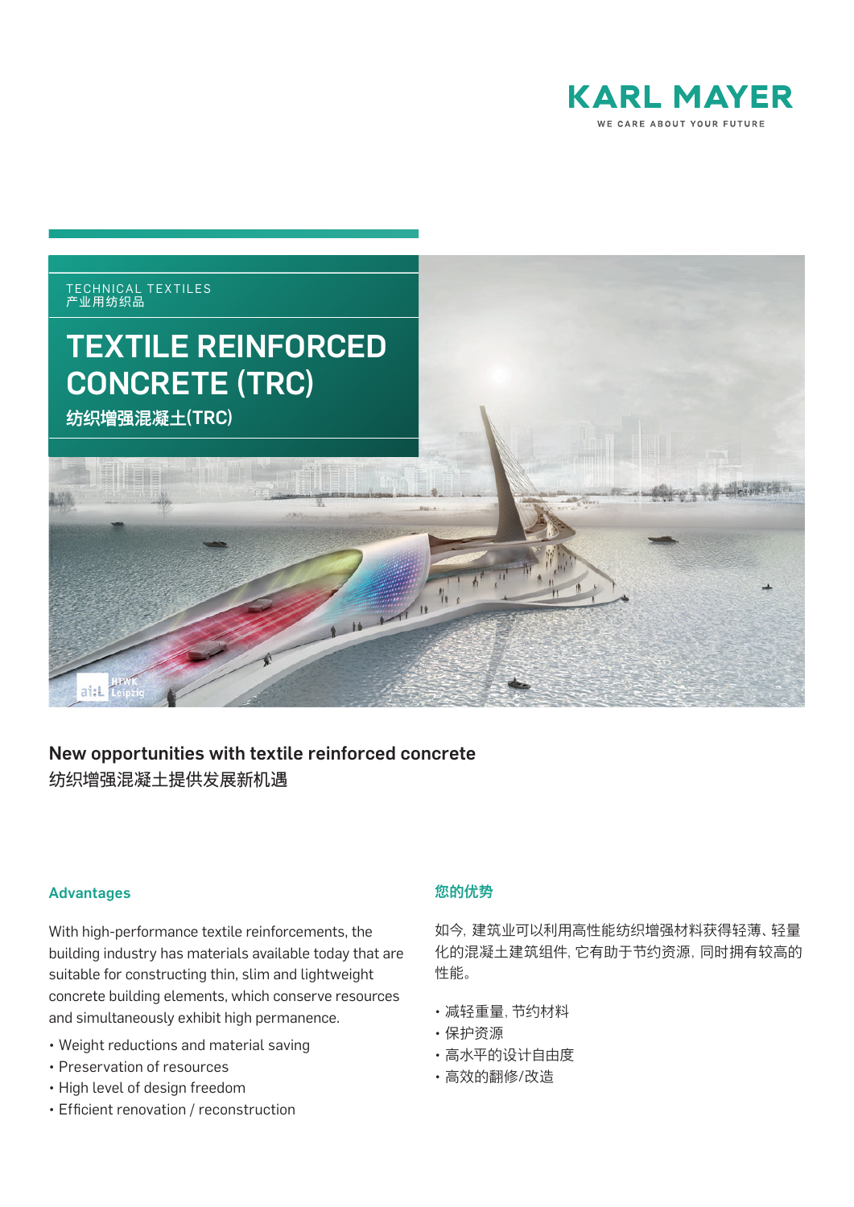KARL MAYER

WE CARE ABOUT YOUR FUTURE

TECHNICAL TEXTILES
产业用纺织品

# TEXTILE REINFORCED CONCRETE (TRC)

## 纺织增强混凝土(TRC)

## New opportunities with textile reinforced concrete
纺织增强混凝土提供发展新机遇

### Advantages

With high-performance textile reinforcements, the building industry has materials available today that are suitable for constructing thin, slim and lightweight concrete building elements, which conserve resources and simultaneously exhibit high permanence.

- Weight reductions and material saving
- Preservation of resources
- High level of design freedom
- Efficient renovation / reconstruction

### 您的优势

如今, 建筑业可以利用高性能纺织增强材料获得轻薄、轻量化的混凝土建筑组件, 它有助于节约资源, 同时拥有较高的性能。

- 减轻重量, 节约材料
- 保护资源
- 高水平的设计自由度
- 高效的翻修/改造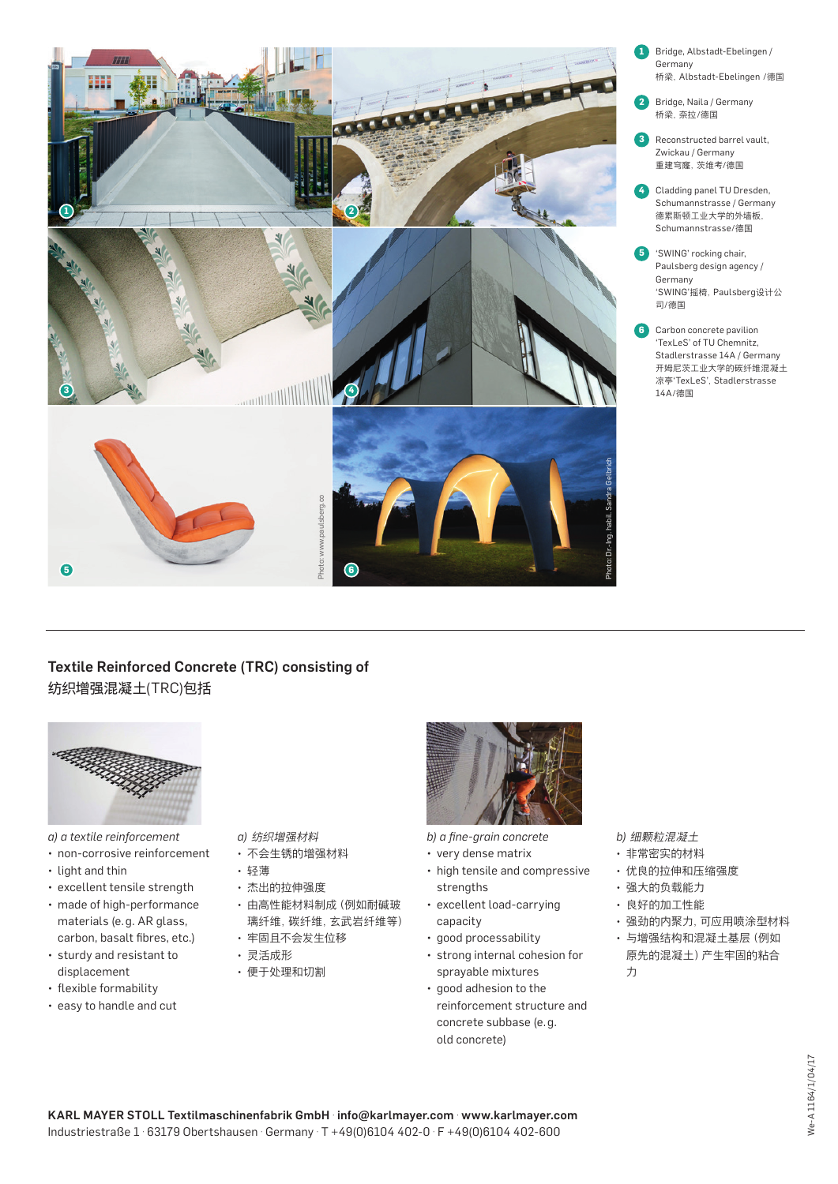1 Bridge, Albstadt-Ebelingen / Germany
桥梁, Albstadt-Ebelingen /德国

2 Bridge, Naila / Germany
桥梁, 奈拉/德国

3 Reconstructed barrel vault, Zwickau / Germany
重建穹窿, 茨维考/德国

4 Cladding panel TU Dresden, Schumannstrasse / Germany
德累斯顿工业大学的外墙板, Schumannstrasse/德国

5 'SWING' rocking chair, Paulsberg design agency / Germany
'SWING'摇椅, Paulsberg设计公司/德国

6 Carbon concrete pavilion 'TexLeS' of TU Chemnitz, Stadlerstrasse 14A / Germany
开姆尼茨工业大学的碳纤维混凝土凉亭'TexLeS', Stadlerstrasse 14A/德国

Photo: www.paulsberg.co

Photo: Dr.-Ing. habil. Sandra Gelbrich

## Textile Reinforced Concrete (TRC) consisting of
## 纺织增强混凝土(TRC)包括

*a) a textile reinforcement*
- non-corrosive reinforcement
- light and thin
- excellent tensile strength
- made of high-performance materials (e.g. AR glass, carbon, basalt fibres, etc.)
- sturdy and resistant to displacement
- flexible formability
- easy to handle and cut

*a) 纺织增强材料*
- 不会生锈的增强材料
- 轻薄
- 杰出的拉伸强度
- 由高性能材料制成（例如耐碱玻璃纤维，碳纤维，玄武岩纤维等）
- 牢固且不会发生位移
- 灵活成形
- 便于处理和切割

*b) a fine-grain concrete*
- very dense matrix
- high tensile and compressive strengths
- excellent load-carrying capacity
- good processability
- strong internal cohesion for sprayable mixtures
- good adhesion to the reinforcement structure and concrete subbase (e.g. old concrete)

*b) 细颗粒混凝土*
- 非常密实的材料
- 优良的拉伸和压缩强度
- 强大的负载能力
- 良好的加工性能
- 强劲的内聚力，可应用喷涂型材料
- 与增强结构和混凝土基层（例如原先的混凝土）产生牢固的粘合力

**KARL MAYER STOLL Textilmaschinenfabrik GmbH · info@karlmayer.com · www.karlmayer.com**
Industriestraße 1 · 63179 Obertshausen · Germany · T +49(0)6104 402-0 · F +49(0)6104 402-600

We-A 1164/1/04/17